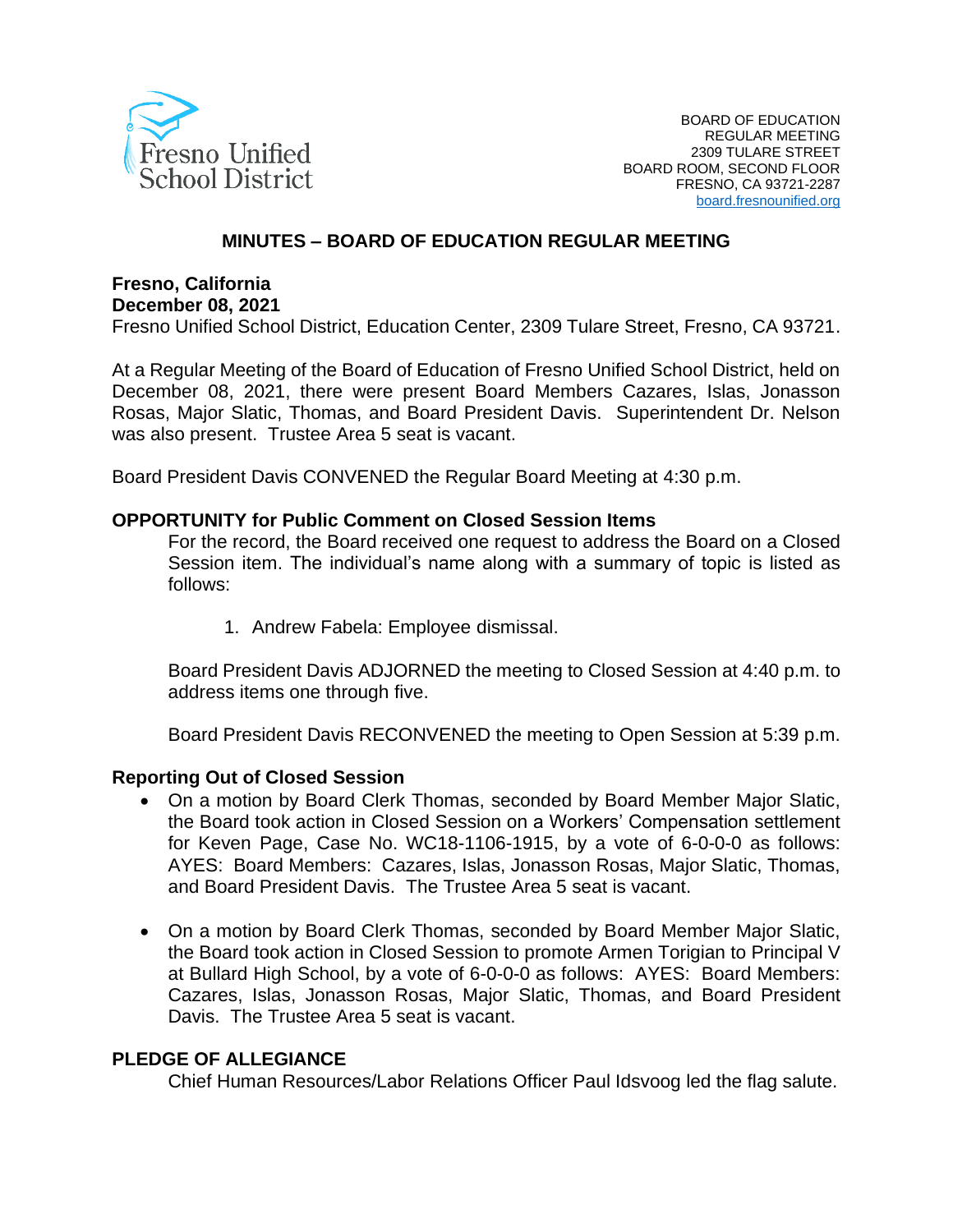Fresno Unified School District

BOARD OF EDUCATION
REGULAR MEETING
2309 TULARE STREET
BOARD ROOM, SECOND FLOOR
FRESNO, CA 93721-2287
board.fresnounified.org

# MINUTES – BOARD OF EDUCATION REGULAR MEETING

**Fresno, California**
**December 08, 2021**
Fresno Unified School District, Education Center, 2309 Tulare Street, Fresno, CA 93721.

At a Regular Meeting of the Board of Education of Fresno Unified School District, held on December 08, 2021, there were present Board Members Cazares, Islas, Jonasson Rosas, Major Slatic, Thomas, and Board President Davis. Superintendent Dr. Nelson was also present. Trustee Area 5 seat is vacant.

Board President Davis CONVENED the Regular Board Meeting at 4:30 p.m.

**OPPORTUNITY for Public Comment on Closed Session Items**

For the record, the Board received one request to address the Board on a Closed Session item. The individual's name along with a summary of topic is listed as follows:

1. Andrew Fabela: Employee dismissal.

Board President Davis ADJOURNED the meeting to Closed Session at 4:40 p.m. to address items one through five.

Board President Davis RECONVENED the meeting to Open Session at 5:39 p.m.

**Reporting Out of Closed Session**

- On a motion by Board Clerk Thomas, seconded by Board Member Major Slatic, the Board took action in Closed Session on a Workers' Compensation settlement for Keven Page, Case No. WC18-1106-1915, by a vote of 6-0-0-0 as follows: AYES: Board Members: Cazares, Islas, Jonasson Rosas, Major Slatic, Thomas, and Board President Davis. The Trustee Area 5 seat is vacant.

- On a motion by Board Clerk Thomas, seconded by Board Member Major Slatic, the Board took action in Closed Session to promote Armen Torigian to Principal V at Bullard High School, by a vote of 6-0-0-0 as follows: AYES: Board Members: Cazares, Islas, Jonasson Rosas, Major Slatic, Thomas, and Board President Davis. The Trustee Area 5 seat is vacant.

**PLEDGE OF ALLEGIANCE**

Chief Human Resources/Labor Relations Officer Paul Idsvoog led the flag salute.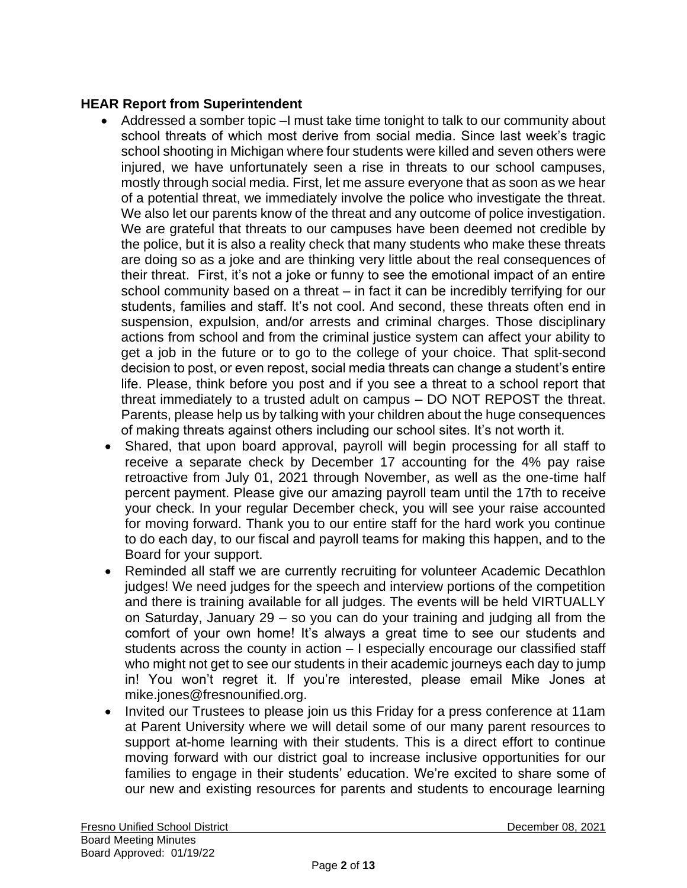**HEAR Report from Superintendent**

- Addressed a somber topic –I must take time tonight to talk to our community about school threats of which most derive from social media. Since last week's tragic school shooting in Michigan where four students were killed and seven others were injured, we have unfortunately seen a rise in threats to our school campuses, mostly through social media. First, let me assure everyone that as soon as we hear of a potential threat, we immediately involve the police who investigate the threat. We also let our parents know of the threat and any outcome of police investigation. We are grateful that threats to our campuses have been deemed not credible by the police, but it is also a reality check that many students who make these threats are doing so as a joke and are thinking very little about the real consequences of their threat. First, it's not a joke or funny to see the emotional impact of an entire school community based on a threat – in fact it can be incredibly terrifying for our students, families and staff. It's not cool. And second, these threats often end in suspension, expulsion, and/or arrests and criminal charges. Those disciplinary actions from school and from the criminal justice system can affect your ability to get a job in the future or to go to the college of your choice. That split-second decision to post, or even repost, social media threats can change a student's entire life. Please, think before you post and if you see a threat to a school report that threat immediately to a trusted adult on campus – DO NOT REPOST the threat. Parents, please help us by talking with your children about the huge consequences of making threats against others including our school sites. It's not worth it.
- Shared, that upon board approval, payroll will begin processing for all staff to receive a separate check by December 17 accounting for the 4% pay raise retroactive from July 01, 2021 through November, as well as the one-time half percent payment. Please give our amazing payroll team until the 17th to receive your check. In your regular December check, you will see your raise accounted for moving forward. Thank you to our entire staff for the hard work you continue to do each day, to our fiscal and payroll teams for making this happen, and to the Board for your support.
- Reminded all staff we are currently recruiting for volunteer Academic Decathlon judges! We need judges for the speech and interview portions of the competition and there is training available for all judges. The events will be held VIRTUALLY on Saturday, January 29 – so you can do your training and judging all from the comfort of your own home! It's always a great time to see our students and students across the county in action – I especially encourage our classified staff who might not get to see our students in their academic journeys each day to jump in! You won't regret it. If you're interested, please email Mike Jones at mike.jones@fresnounified.org.
- Invited our Trustees to please join us this Friday for a press conference at 11am at Parent University where we will detail some of our many parent resources to support at-home learning with their students. This is a direct effort to continue moving forward with our district goal to increase inclusive opportunities for our families to engage in their students' education. We're excited to share some of our new and existing resources for parents and students to encourage learning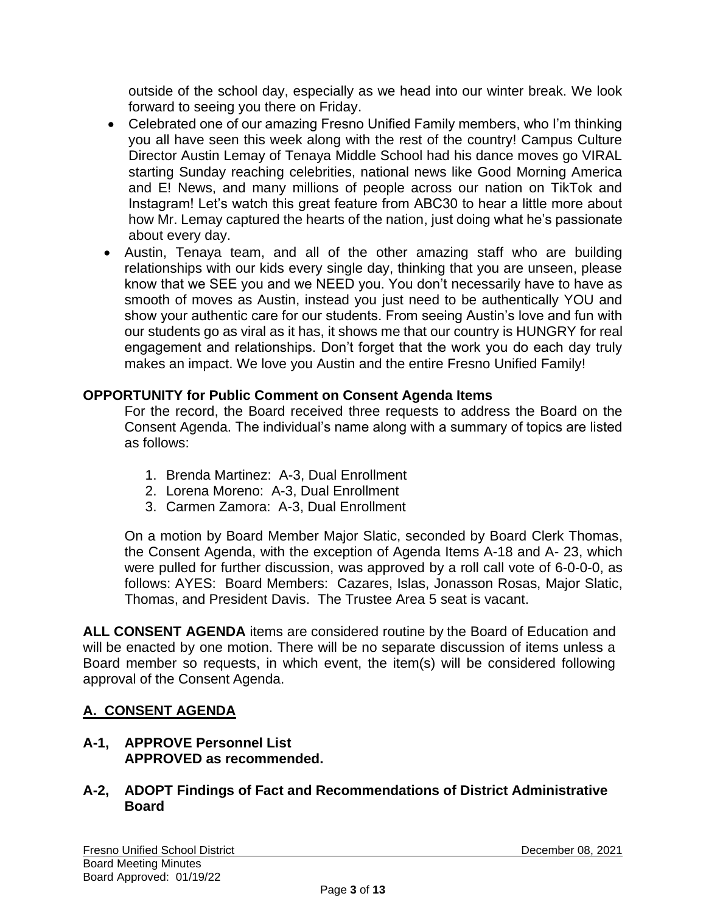outside of the school day, especially as we head into our winter break. We look forward to seeing you there on Friday.

- Celebrated one of our amazing Fresno Unified Family members, who I'm thinking you all have seen this week along with the rest of the country! Campus Culture Director Austin Lemay of Tenaya Middle School had his dance moves go VIRAL starting Sunday reaching celebrities, national news like Good Morning America and E! News, and many millions of people across our nation on TikTok and Instagram! Let's watch this great feature from ABC30 to hear a little more about how Mr. Lemay captured the hearts of the nation, just doing what he's passionate about every day.
- Austin, Tenaya team, and all of the other amazing staff who are building relationships with our kids every single day, thinking that you are unseen, please know that we SEE you and we NEED you. You don't necessarily have to have as smooth of moves as Austin, instead you just need to be authentically YOU and show your authentic care for our students. From seeing Austin's love and fun with our students go as viral as it has, it shows me that our country is HUNGRY for real engagement and relationships. Don't forget that the work you do each day truly makes an impact. We love you Austin and the entire Fresno Unified Family!

**OPPORTUNITY for Public Comment on Consent Agenda Items**

For the record, the Board received three requests to address the Board on the Consent Agenda. The individual's name along with a summary of topics are listed as follows:

1. Brenda Martinez: A-3, Dual Enrollment
2. Lorena Moreno: A-3, Dual Enrollment
3. Carmen Zamora: A-3, Dual Enrollment

On a motion by Board Member Major Slatic, seconded by Board Clerk Thomas, the Consent Agenda, with the exception of Agenda Items A-18 and A- 23, which were pulled for further discussion, was approved by a roll call vote of 6-0-0-0, as follows: AYES: Board Members: Cazares, Islas, Jonasson Rosas, Major Slatic, Thomas, and President Davis. The Trustee Area 5 seat is vacant.

**ALL CONSENT AGENDA** items are considered routine by the Board of Education and will be enacted by one motion. There will be no separate discussion of items unless a Board member so requests, in which event, the item(s) will be considered following approval of the Consent Agenda.

## A. CONSENT AGENDA

**A-1, APPROVE Personnel List**
**APPROVED as recommended.**

**A-2, ADOPT Findings of Fact and Recommendations of District Administrative Board**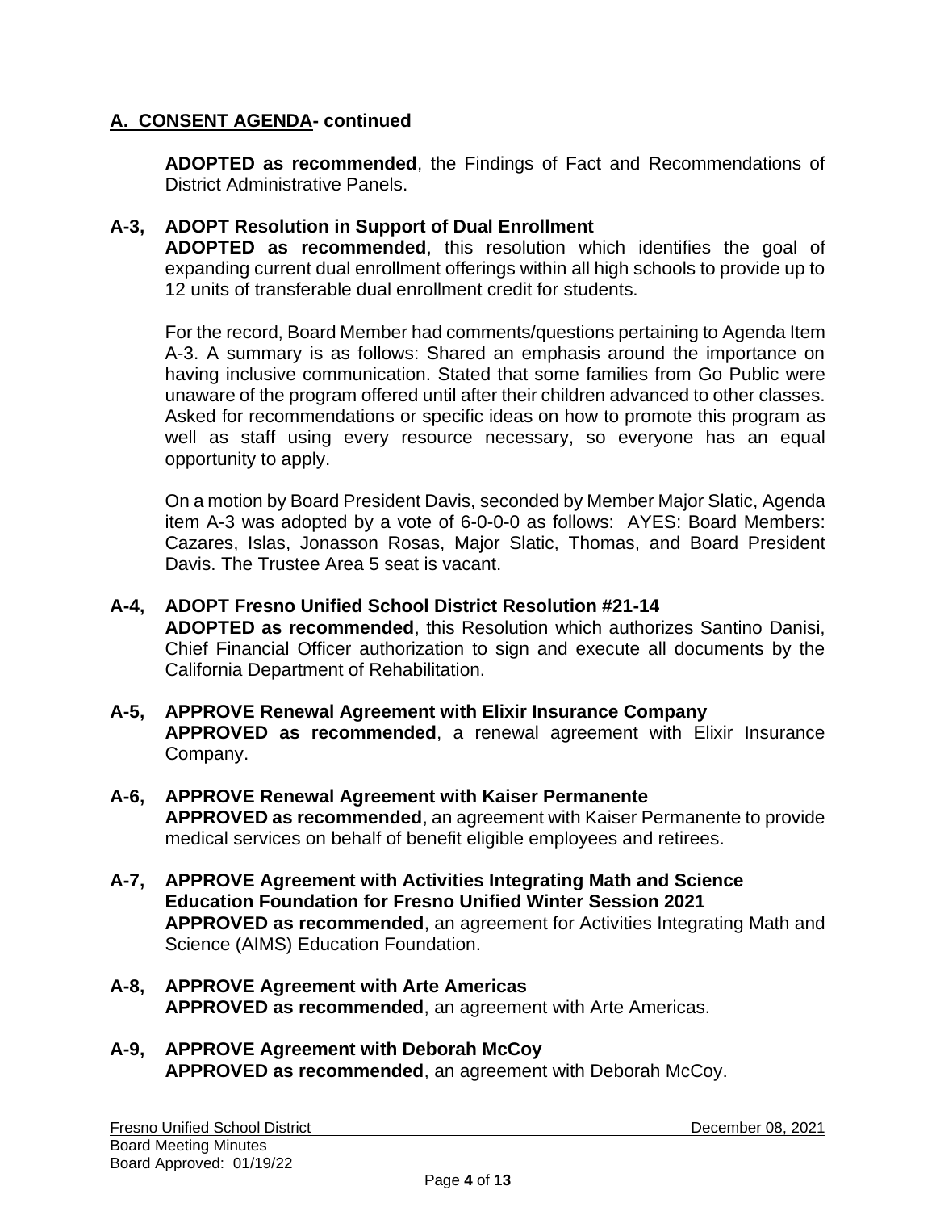## A. CONSENT AGENDA- continued

**ADOPTED as recommended**, the Findings of Fact and Recommendations of District Administrative Panels.

**A-3, ADOPT Resolution in Support of Dual Enrollment**

**ADOPTED as recommended**, this resolution which identifies the goal of expanding current dual enrollment offerings within all high schools to provide up to 12 units of transferable dual enrollment credit for students.

For the record, Board Member had comments/questions pertaining to Agenda Item A-3. A summary is as follows: Shared an emphasis around the importance on having inclusive communication. Stated that some families from Go Public were unaware of the program offered until after their children advanced to other classes. Asked for recommendations or specific ideas on how to promote this program as well as staff using every resource necessary, so everyone has an equal opportunity to apply.

On a motion by Board President Davis, seconded by Member Major Slatic, Agenda item A-3 was adopted by a vote of 6-0-0-0 as follows: AYES: Board Members: Cazares, Islas, Jonasson Rosas, Major Slatic, Thomas, and Board President Davis. The Trustee Area 5 seat is vacant.

**A-4, ADOPT Fresno Unified School District Resolution #21-14**

**ADOPTED as recommended**, this Resolution which authorizes Santino Danisi, Chief Financial Officer authorization to sign and execute all documents by the California Department of Rehabilitation.

**A-5, APPROVE Renewal Agreement with Elixir Insurance Company**

**APPROVED as recommended**, a renewal agreement with Elixir Insurance Company.

**A-6, APPROVE Renewal Agreement with Kaiser Permanente**

**APPROVED as recommended**, an agreement with Kaiser Permanente to provide medical services on behalf of benefit eligible employees and retirees.

**A-7, APPROVE Agreement with Activities Integrating Math and Science Education Foundation for Fresno Unified Winter Session 2021**

**APPROVED as recommended**, an agreement for Activities Integrating Math and Science (AIMS) Education Foundation.

**A-8, APPROVE Agreement with Arte Americas**

**APPROVED as recommended**, an agreement with Arte Americas.

**A-9, APPROVE Agreement with Deborah McCoy**

**APPROVED as recommended**, an agreement with Deborah McCoy.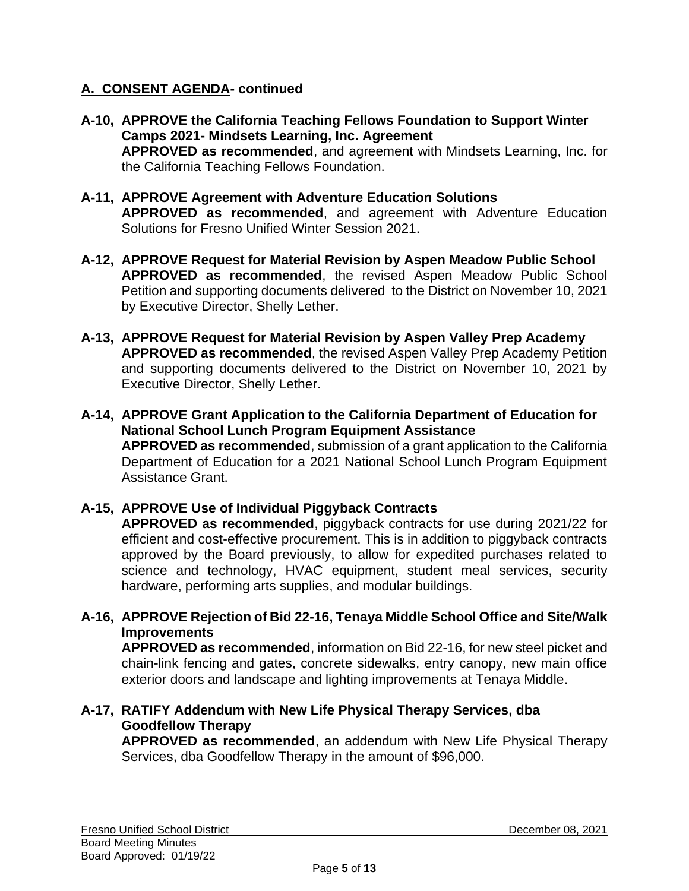## A. CONSENT AGENDA- continued

**A-10, APPROVE the California Teaching Fellows Foundation to Support Winter Camps 2021- Mindsets Learning, Inc. Agreement**
**APPROVED as recommended**, and agreement with Mindsets Learning, Inc. for the California Teaching Fellows Foundation.

**A-11, APPROVE Agreement with Adventure Education Solutions**
**APPROVED as recommended**, and agreement with Adventure Education Solutions for Fresno Unified Winter Session 2021.

**A-12, APPROVE Request for Material Revision by Aspen Meadow Public School**
**APPROVED as recommended**, the revised Aspen Meadow Public School Petition and supporting documents delivered to the District on November 10, 2021 by Executive Director, Shelly Lether.

**A-13, APPROVE Request for Material Revision by Aspen Valley Prep Academy**
**APPROVED as recommended**, the revised Aspen Valley Prep Academy Petition and supporting documents delivered to the District on November 10, 2021 by Executive Director, Shelly Lether.

**A-14, APPROVE Grant Application to the California Department of Education for National School Lunch Program Equipment Assistance**
**APPROVED as recommended**, submission of a grant application to the California Department of Education for a 2021 National School Lunch Program Equipment Assistance Grant.

**A-15, APPROVE Use of Individual Piggyback Contracts**
**APPROVED as recommended**, piggyback contracts for use during 2021/22 for efficient and cost-effective procurement. This is in addition to piggyback contracts approved by the Board previously, to allow for expedited purchases related to science and technology, HVAC equipment, student meal services, security hardware, performing arts supplies, and modular buildings.

**A-16, APPROVE Rejection of Bid 22-16, Tenaya Middle School Office and Site/Walk Improvements**
**APPROVED as recommended**, information on Bid 22-16, for new steel picket and chain-link fencing and gates, concrete sidewalks, entry canopy, new main office exterior doors and landscape and lighting improvements at Tenaya Middle.

**A-17, RATIFY Addendum with New Life Physical Therapy Services, dba Goodfellow Therapy**
**APPROVED as recommended**, an addendum with New Life Physical Therapy Services, dba Goodfellow Therapy in the amount of $96,000.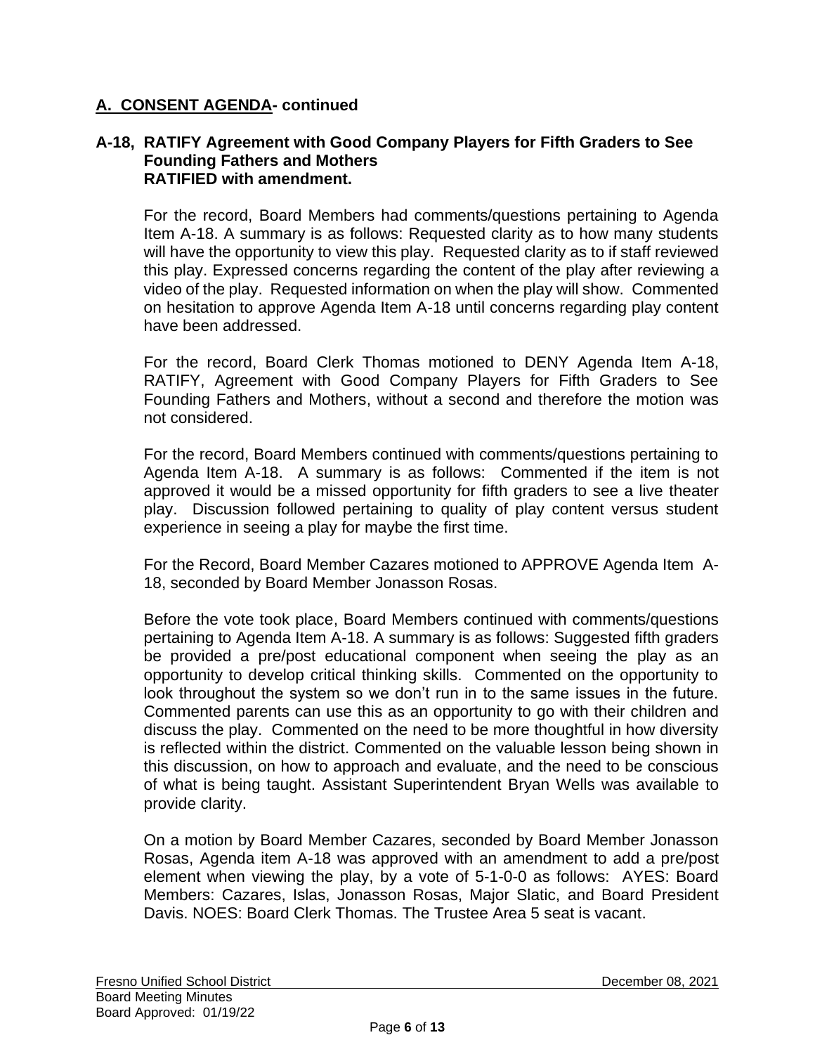## A. CONSENT AGENDA- continued

**A-18, RATIFY Agreement with Good Company Players for Fifth Graders to See Founding Fathers and Mothers**
**RATIFIED with amendment.**

For the record, Board Members had comments/questions pertaining to Agenda Item A-18. A summary is as follows: Requested clarity as to how many students will have the opportunity to view this play. Requested clarity as to if staff reviewed this play. Expressed concerns regarding the content of the play after reviewing a video of the play. Requested information on when the play will show. Commented on hesitation to approve Agenda Item A-18 until concerns regarding play content have been addressed.

For the record, Board Clerk Thomas motioned to DENY Agenda Item A-18, RATIFY, Agreement with Good Company Players for Fifth Graders to See Founding Fathers and Mothers, without a second and therefore the motion was not considered.

For the record, Board Members continued with comments/questions pertaining to Agenda Item A-18. A summary is as follows: Commented if the item is not approved it would be a missed opportunity for fifth graders to see a live theater play. Discussion followed pertaining to quality of play content versus student experience in seeing a play for maybe the first time.

For the Record, Board Member Cazares motioned to APPROVE Agenda Item A-18, seconded by Board Member Jonasson Rosas.

Before the vote took place, Board Members continued with comments/questions pertaining to Agenda Item A-18. A summary is as follows: Suggested fifth graders be provided a pre/post educational component when seeing the play as an opportunity to develop critical thinking skills. Commented on the opportunity to look throughout the system so we don't run in to the same issues in the future. Commented parents can use this as an opportunity to go with their children and discuss the play. Commented on the need to be more thoughtful in how diversity is reflected within the district. Commented on the valuable lesson being shown in this discussion, on how to approach and evaluate, and the need to be conscious of what is being taught. Assistant Superintendent Bryan Wells was available to provide clarity.

On a motion by Board Member Cazares, seconded by Board Member Jonasson Rosas, Agenda item A-18 was approved with an amendment to add a pre/post element when viewing the play, by a vote of 5-1-0-0 as follows: AYES: Board Members: Cazares, Islas, Jonasson Rosas, Major Slatic, and Board President Davis. NOES: Board Clerk Thomas. The Trustee Area 5 seat is vacant.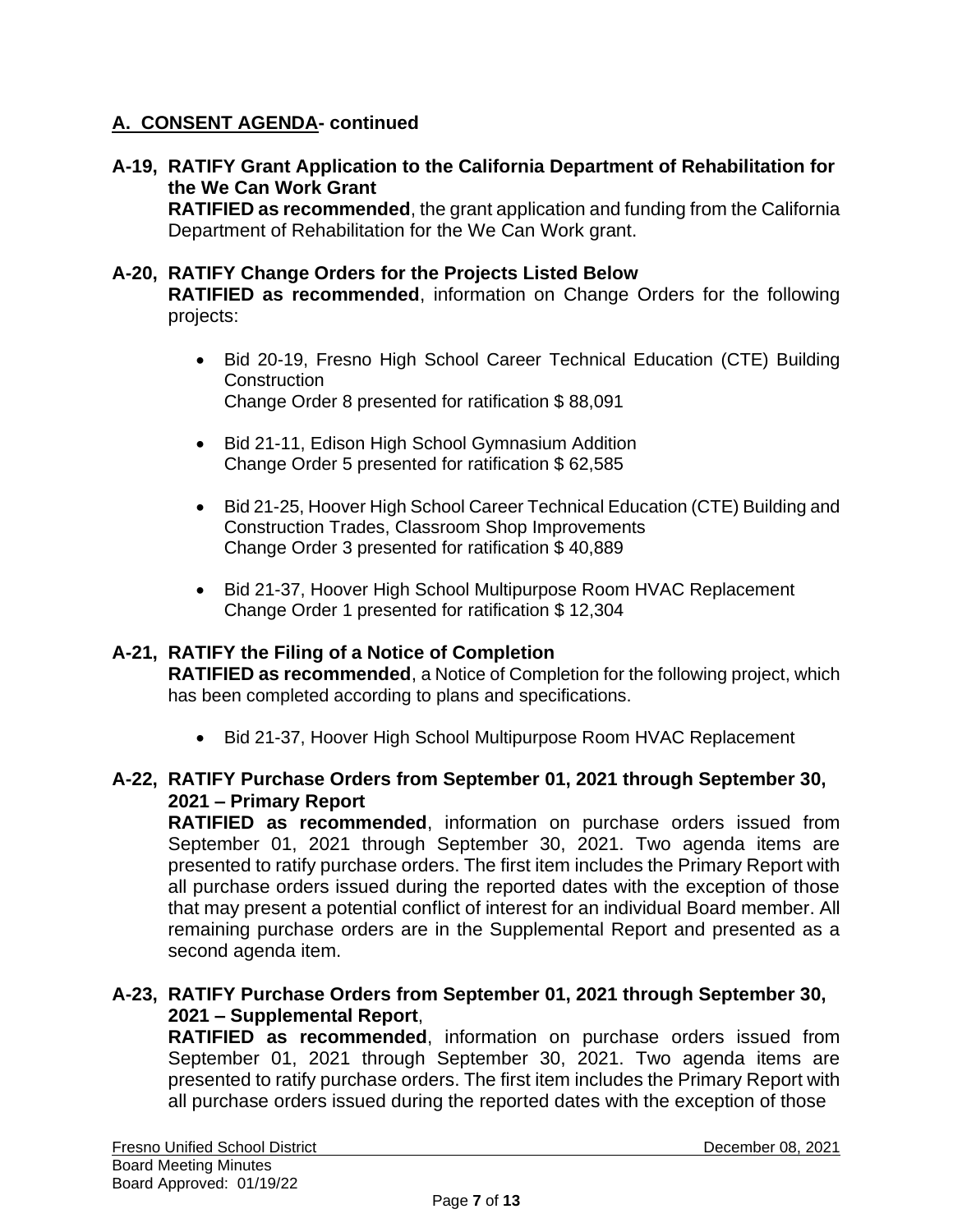## A. CONSENT AGENDA- continued

**A-19, RATIFY Grant Application to the California Department of Rehabilitation for the We Can Work Grant**

**RATIFIED as recommended**, the grant application and funding from the California Department of Rehabilitation for the We Can Work grant.

**A-20, RATIFY Change Orders for the Projects Listed Below**

**RATIFIED as recommended**, information on Change Orders for the following projects:

- Bid 20-19, Fresno High School Career Technical Education (CTE) Building Construction
  Change Order 8 presented for ratification $ 88,091

- Bid 21-11, Edison High School Gymnasium Addition
  Change Order 5 presented for ratification $ 62,585

- Bid 21-25, Hoover High School Career Technical Education (CTE) Building and Construction Trades, Classroom Shop Improvements
  Change Order 3 presented for ratification $ 40,889

- Bid 21-37, Hoover High School Multipurpose Room HVAC Replacement
  Change Order 1 presented for ratification $ 12,304

**A-21, RATIFY the Filing of a Notice of Completion**

**RATIFIED as recommended**, a Notice of Completion for the following project, which has been completed according to plans and specifications.

- Bid 21-37, Hoover High School Multipurpose Room HVAC Replacement

**A-22, RATIFY Purchase Orders from September 01, 2021 through September 30, 2021 – Primary Report**

**RATIFIED as recommended**, information on purchase orders issued from September 01, 2021 through September 30, 2021. Two agenda items are presented to ratify purchase orders. The first item includes the Primary Report with all purchase orders issued during the reported dates with the exception of those that may present a potential conflict of interest for an individual Board member. All remaining purchase orders are in the Supplemental Report and presented as a second agenda item.

**A-23, RATIFY Purchase Orders from September 01, 2021 through September 30, 2021 – Supplemental Report**,

**RATIFIED as recommended**, information on purchase orders issued from September 01, 2021 through September 30, 2021. Two agenda items are presented to ratify purchase orders. The first item includes the Primary Report with all purchase orders issued during the reported dates with the exception of those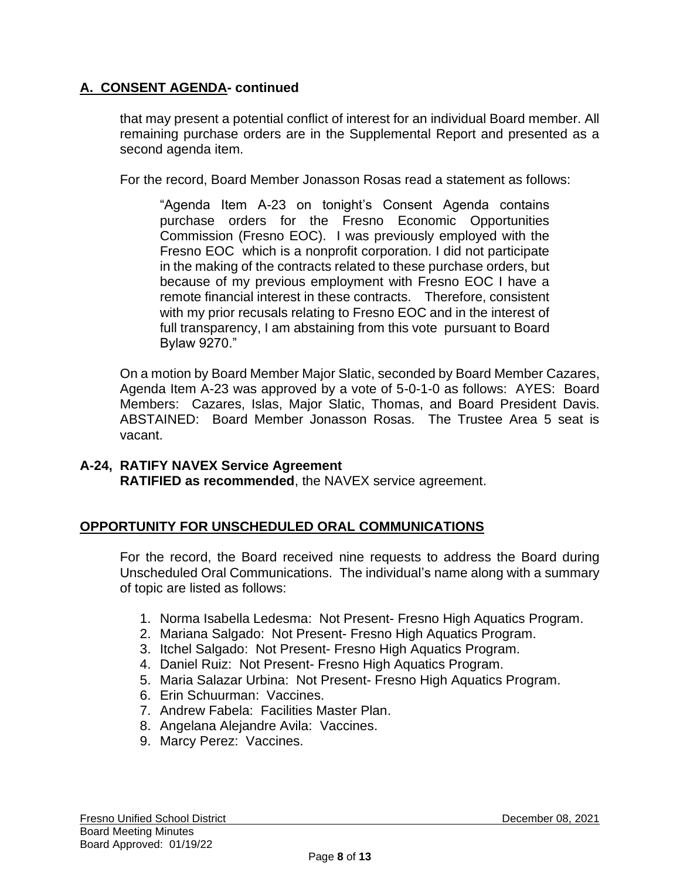## A. CONSENT AGENDA- continued

that may present a potential conflict of interest for an individual Board member. All remaining purchase orders are in the Supplemental Report and presented as a second agenda item.

For the record, Board Member Jonasson Rosas read a statement as follows:

> "Agenda Item A-23 on tonight's Consent Agenda contains purchase orders for the Fresno Economic Opportunities Commission (Fresno EOC). I was previously employed with the Fresno EOC which is a nonprofit corporation. I did not participate in the making of the contracts related to these purchase orders, but because of my previous employment with Fresno EOC I have a remote financial interest in these contracts. Therefore, consistent with my prior recusals relating to Fresno EOC and in the interest of full transparency, I am abstaining from this vote pursuant to Board Bylaw 9270."

On a motion by Board Member Major Slatic, seconded by Board Member Cazares, Agenda Item A-23 was approved by a vote of 5-0-1-0 as follows: AYES: Board Members: Cazares, Islas, Major Slatic, Thomas, and Board President Davis. ABSTAINED: Board Member Jonasson Rosas. The Trustee Area 5 seat is vacant.

**A-24, RATIFY NAVEX Service Agreement**
**RATIFIED as recommended**, the NAVEX service agreement.

## OPPORTUNITY FOR UNSCHEDULED ORAL COMMUNICATIONS

For the record, the Board received nine requests to address the Board during Unscheduled Oral Communications. The individual's name along with a summary of topic are listed as follows:

1. Norma Isabella Ledesma: Not Present- Fresno High Aquatics Program.
2. Mariana Salgado: Not Present- Fresno High Aquatics Program.
3. Itchel Salgado: Not Present- Fresno High Aquatics Program.
4. Daniel Ruiz: Not Present- Fresno High Aquatics Program.
5. Maria Salazar Urbina: Not Present- Fresno High Aquatics Program.
6. Erin Schuurman: Vaccines.
7. Andrew Fabela: Facilities Master Plan.
8. Angelana Alejandre Avila: Vaccines.
9. Marcy Perez: Vaccines.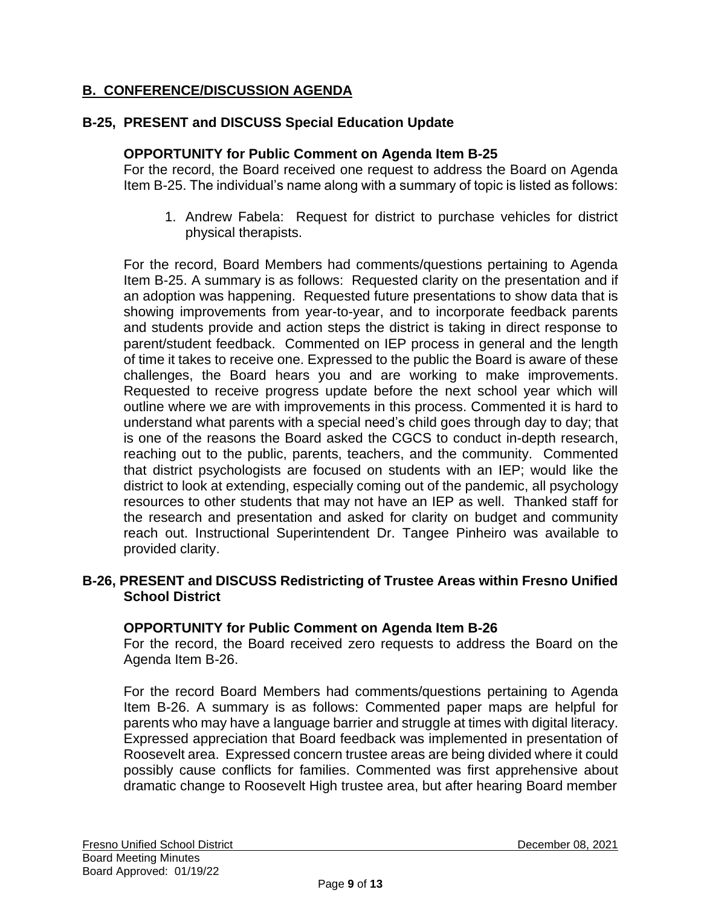## B. CONFERENCE/DISCUSSION AGENDA

### B-25, PRESENT and DISCUSS Special Education Update

**OPPORTUNITY for Public Comment on Agenda Item B-25**

For the record, the Board received one request to address the Board on Agenda Item B-25. The individual's name along with a summary of topic is listed as follows:

1. Andrew Fabela: Request for district to purchase vehicles for district physical therapists.

For the record, Board Members had comments/questions pertaining to Agenda Item B-25. A summary is as follows: Requested clarity on the presentation and if an adoption was happening. Requested future presentations to show data that is showing improvements from year-to-year, and to incorporate feedback parents and students provide and action steps the district is taking in direct response to parent/student feedback. Commented on IEP process in general and the length of time it takes to receive one. Expressed to the public the Board is aware of these challenges, the Board hears you and are working to make improvements. Requested to receive progress update before the next school year which will outline where we are with improvements in this process. Commented it is hard to understand what parents with a special need's child goes through day to day; that is one of the reasons the Board asked the CGCS to conduct in-depth research, reaching out to the public, parents, teachers, and the community. Commented that district psychologists are focused on students with an IEP; would like the district to look at extending, especially coming out of the pandemic, all psychology resources to other students that may not have an IEP as well. Thanked staff for the research and presentation and asked for clarity on budget and community reach out. Instructional Superintendent Dr. Tangee Pinheiro was available to provided clarity.

### B-26, PRESENT and DISCUSS Redistricting of Trustee Areas within Fresno Unified School District

**OPPORTUNITY for Public Comment on Agenda Item B-26**

For the record, the Board received zero requests to address the Board on the Agenda Item B-26.

For the record Board Members had comments/questions pertaining to Agenda Item B-26. A summary is as follows: Commented paper maps are helpful for parents who may have a language barrier and struggle at times with digital literacy. Expressed appreciation that Board feedback was implemented in presentation of Roosevelt area. Expressed concern trustee areas are being divided where it could possibly cause conflicts for families. Commented was first apprehensive about dramatic change to Roosevelt High trustee area, but after hearing Board member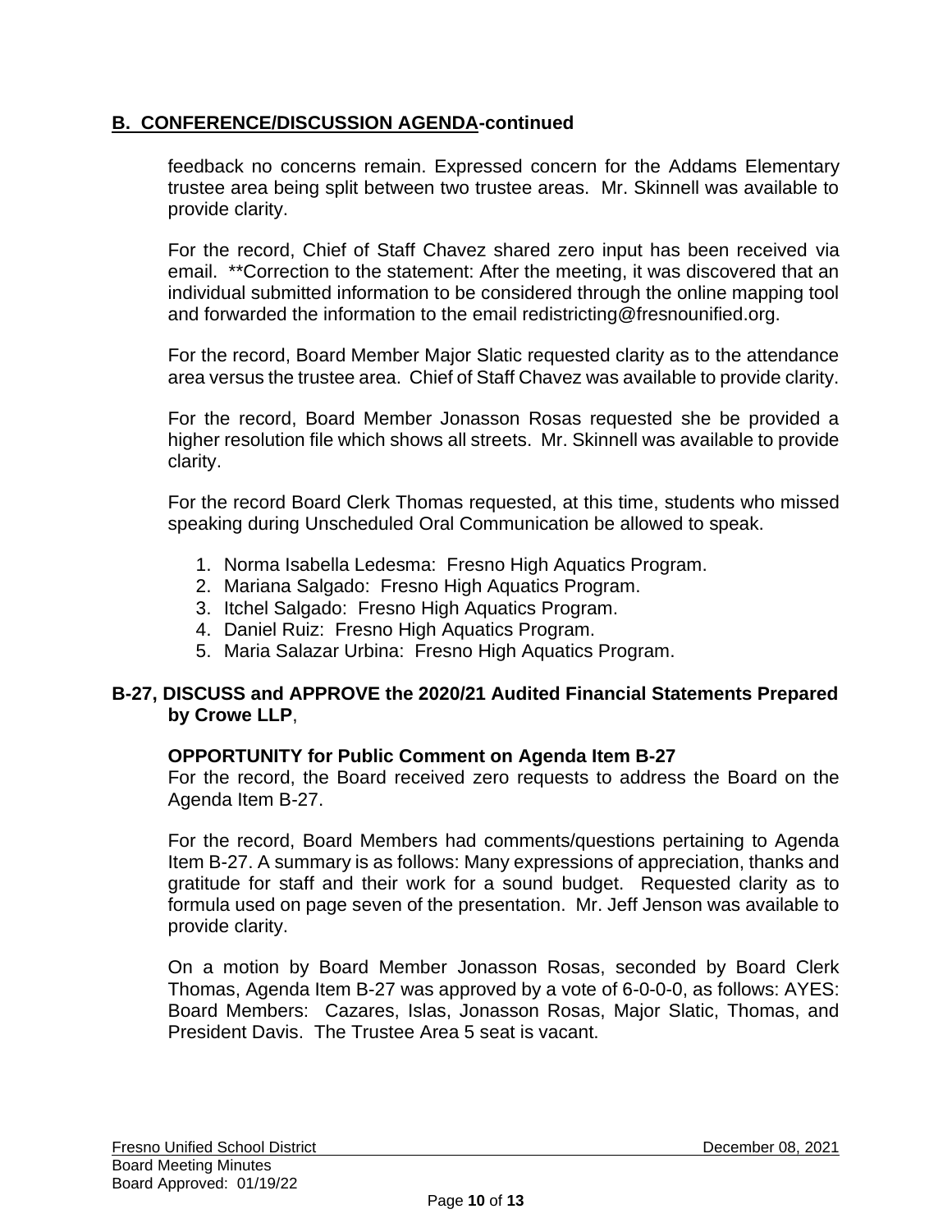## B. CONFERENCE/DISCUSSION AGENDA-continued

feedback no concerns remain. Expressed concern for the Addams Elementary trustee area being split between two trustee areas. Mr. Skinnell was available to provide clarity.

For the record, Chief of Staff Chavez shared zero input has been received via email. **Correction to the statement: After the meeting, it was discovered that an individual submitted information to be considered through the online mapping tool and forwarded the information to the email redistricting@fresnounified.org.

For the record, Board Member Major Slatic requested clarity as to the attendance area versus the trustee area. Chief of Staff Chavez was available to provide clarity.

For the record, Board Member Jonasson Rosas requested she be provided a higher resolution file which shows all streets. Mr. Skinnell was available to provide clarity.

For the record Board Clerk Thomas requested, at this time, students who missed speaking during Unscheduled Oral Communication be allowed to speak.

1. Norma Isabella Ledesma: Fresno High Aquatics Program.
2. Mariana Salgado: Fresno High Aquatics Program.
3. Itchel Salgado: Fresno High Aquatics Program.
4. Daniel Ruiz: Fresno High Aquatics Program.
5. Maria Salazar Urbina: Fresno High Aquatics Program.

**B-27, DISCUSS and APPROVE the 2020/21 Audited Financial Statements Prepared by Crowe LLP**,

**OPPORTUNITY for Public Comment on Agenda Item B-27**

For the record, the Board received zero requests to address the Board on the Agenda Item B-27.

For the record, Board Members had comments/questions pertaining to Agenda Item B-27. A summary is as follows: Many expressions of appreciation, thanks and gratitude for staff and their work for a sound budget. Requested clarity as to formula used on page seven of the presentation. Mr. Jeff Jenson was available to provide clarity.

On a motion by Board Member Jonasson Rosas, seconded by Board Clerk Thomas, Agenda Item B-27 was approved by a vote of 6-0-0-0, as follows: AYES: Board Members: Cazares, Islas, Jonasson Rosas, Major Slatic, Thomas, and President Davis. The Trustee Area 5 seat is vacant.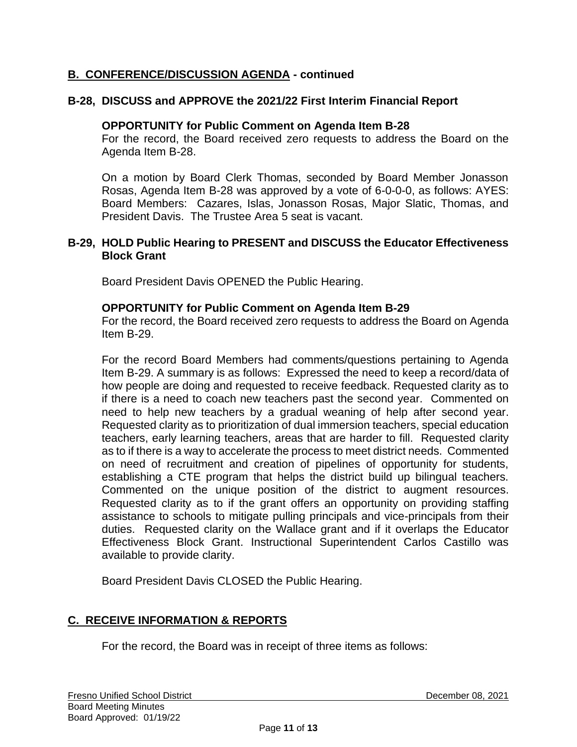## B. CONFERENCE/DISCUSSION AGENDA - continued

### B-28, DISCUSS and APPROVE the 2021/22 First Interim Financial Report

**OPPORTUNITY for Public Comment on Agenda Item B-28**

For the record, the Board received zero requests to address the Board on the Agenda Item B-28.

On a motion by Board Clerk Thomas, seconded by Board Member Jonasson Rosas, Agenda Item B-28 was approved by a vote of 6-0-0-0, as follows: AYES: Board Members: Cazares, Islas, Jonasson Rosas, Major Slatic, Thomas, and President Davis. The Trustee Area 5 seat is vacant.

### B-29, HOLD Public Hearing to PRESENT and DISCUSS the Educator Effectiveness Block Grant

Board President Davis OPENED the Public Hearing.

**OPPORTUNITY for Public Comment on Agenda Item B-29**

For the record, the Board received zero requests to address the Board on Agenda Item B-29.

For the record Board Members had comments/questions pertaining to Agenda Item B-29. A summary is as follows: Expressed the need to keep a record/data of how people are doing and requested to receive feedback. Requested clarity as to if there is a need to coach new teachers past the second year. Commented on need to help new teachers by a gradual weaning of help after second year. Requested clarity as to prioritization of dual immersion teachers, special education teachers, early learning teachers, areas that are harder to fill. Requested clarity as to if there is a way to accelerate the process to meet district needs. Commented on need of recruitment and creation of pipelines of opportunity for students, establishing a CTE program that helps the district build up bilingual teachers. Commented on the unique position of the district to augment resources. Requested clarity as to if the grant offers an opportunity on providing staffing assistance to schools to mitigate pulling principals and vice-principals from their duties. Requested clarity on the Wallace grant and if it overlaps the Educator Effectiveness Block Grant. Instructional Superintendent Carlos Castillo was available to provide clarity.

Board President Davis CLOSED the Public Hearing.

## C. RECEIVE INFORMATION & REPORTS

For the record, the Board was in receipt of three items as follows: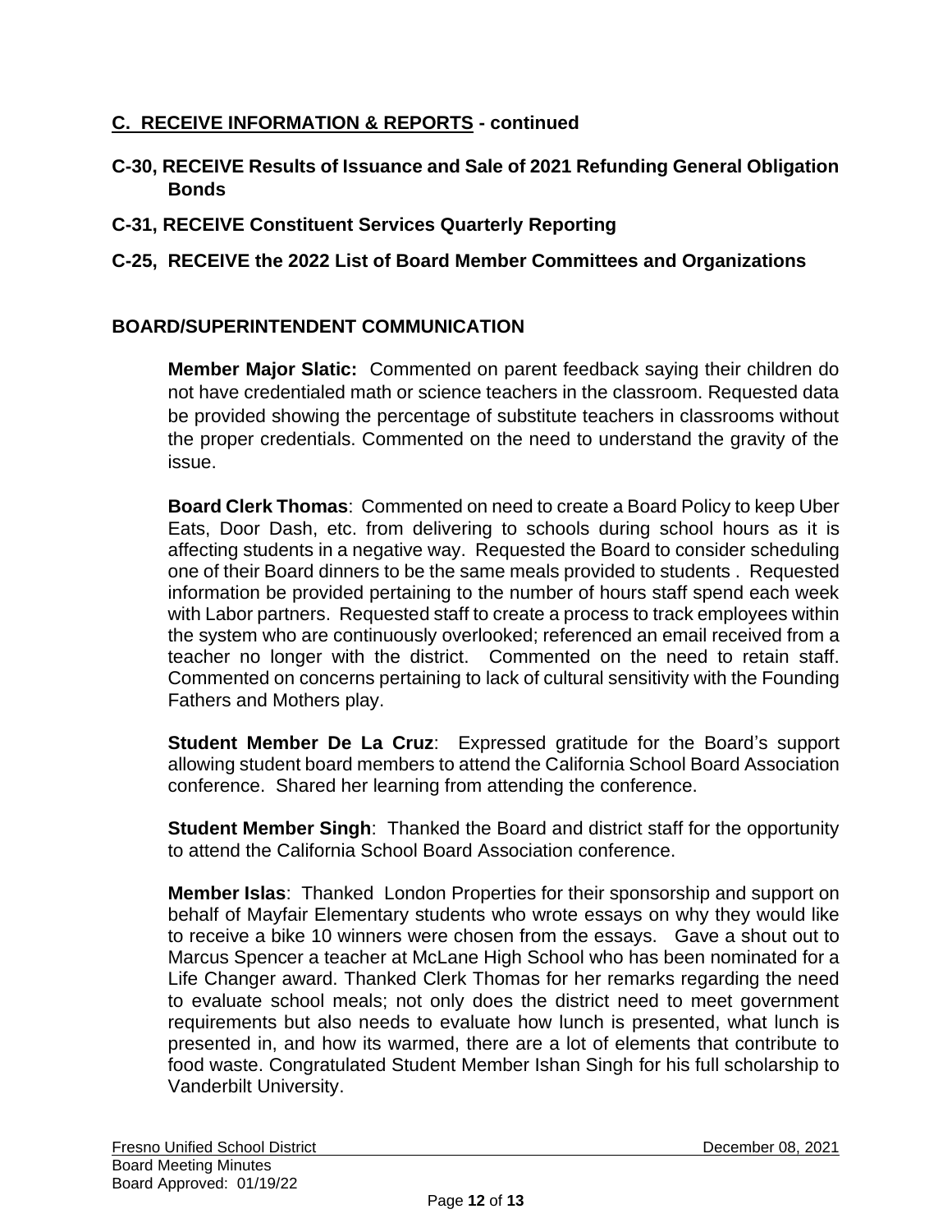## C. RECEIVE INFORMATION & REPORTS - continued

**C-30, RECEIVE Results of Issuance and Sale of 2021 Refunding General Obligation Bonds**

**C-31, RECEIVE Constituent Services Quarterly Reporting**

**C-25, RECEIVE the 2022 List of Board Member Committees and Organizations**

## BOARD/SUPERINTENDENT COMMUNICATION

**Member Major Slatic:** Commented on parent feedback saying their children do not have credentialed math or science teachers in the classroom. Requested data be provided showing the percentage of substitute teachers in classrooms without the proper credentials. Commented on the need to understand the gravity of the issue.

**Board Clerk Thomas**: Commented on need to create a Board Policy to keep Uber Eats, Door Dash, etc. from delivering to schools during school hours as it is affecting students in a negative way. Requested the Board to consider scheduling one of their Board dinners to be the same meals provided to students . Requested information be provided pertaining to the number of hours staff spend each week with Labor partners. Requested staff to create a process to track employees within the system who are continuously overlooked; referenced an email received from a teacher no longer with the district. Commented on the need to retain staff. Commented on concerns pertaining to lack of cultural sensitivity with the Founding Fathers and Mothers play.

**Student Member De La Cruz**: Expressed gratitude for the Board's support allowing student board members to attend the California School Board Association conference. Shared her learning from attending the conference.

**Student Member Singh**: Thanked the Board and district staff for the opportunity to attend the California School Board Association conference.

**Member Islas**: Thanked London Properties for their sponsorship and support on behalf of Mayfair Elementary students who wrote essays on why they would like to receive a bike 10 winners were chosen from the essays. Gave a shout out to Marcus Spencer a teacher at McLane High School who has been nominated for a Life Changer award. Thanked Clerk Thomas for her remarks regarding the need to evaluate school meals; not only does the district need to meet government requirements but also needs to evaluate how lunch is presented, what lunch is presented in, and how its warmed, there are a lot of elements that contribute to food waste. Congratulated Student Member Ishan Singh for his full scholarship to Vanderbilt University.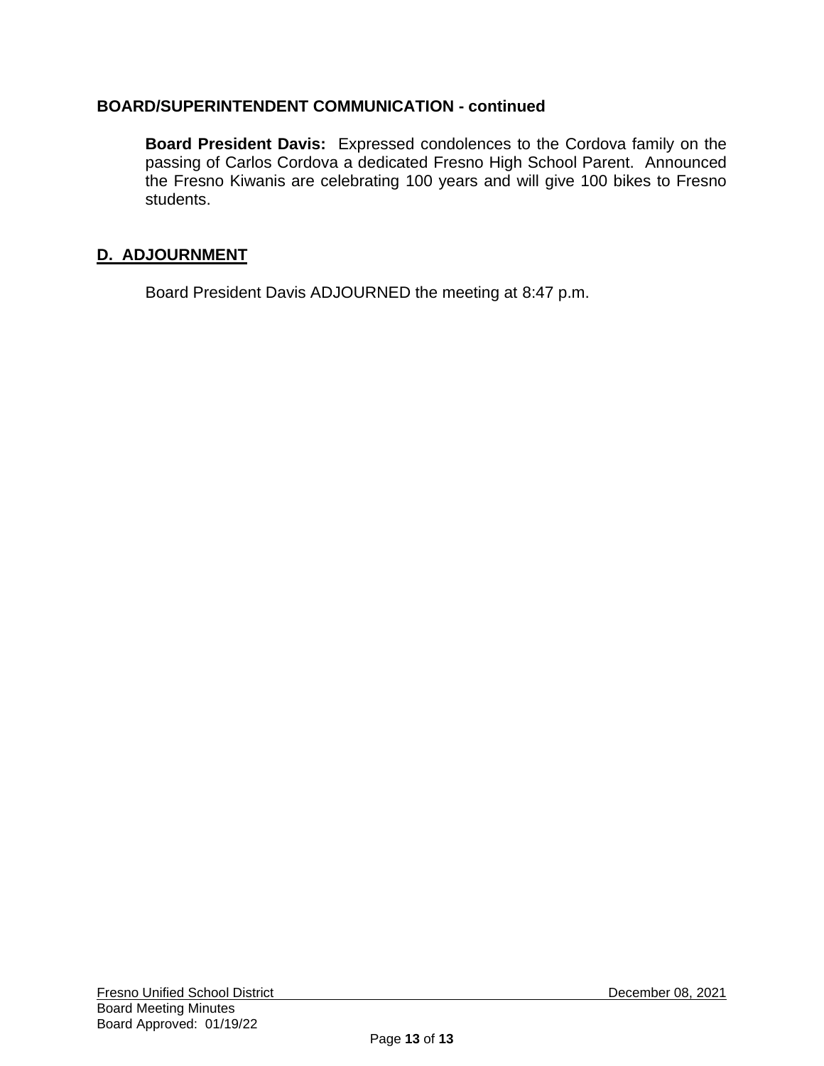**BOARD/SUPERINTENDENT COMMUNICATION - continued**

**Board President Davis:** Expressed condolences to the Cordova family on the passing of Carlos Cordova a dedicated Fresno High School Parent. Announced the Fresno Kiwanis are celebrating 100 years and will give 100 bikes to Fresno students.

## D. ADJOURNMENT

Board President Davis ADJOURNED the meeting at 8:47 p.m.